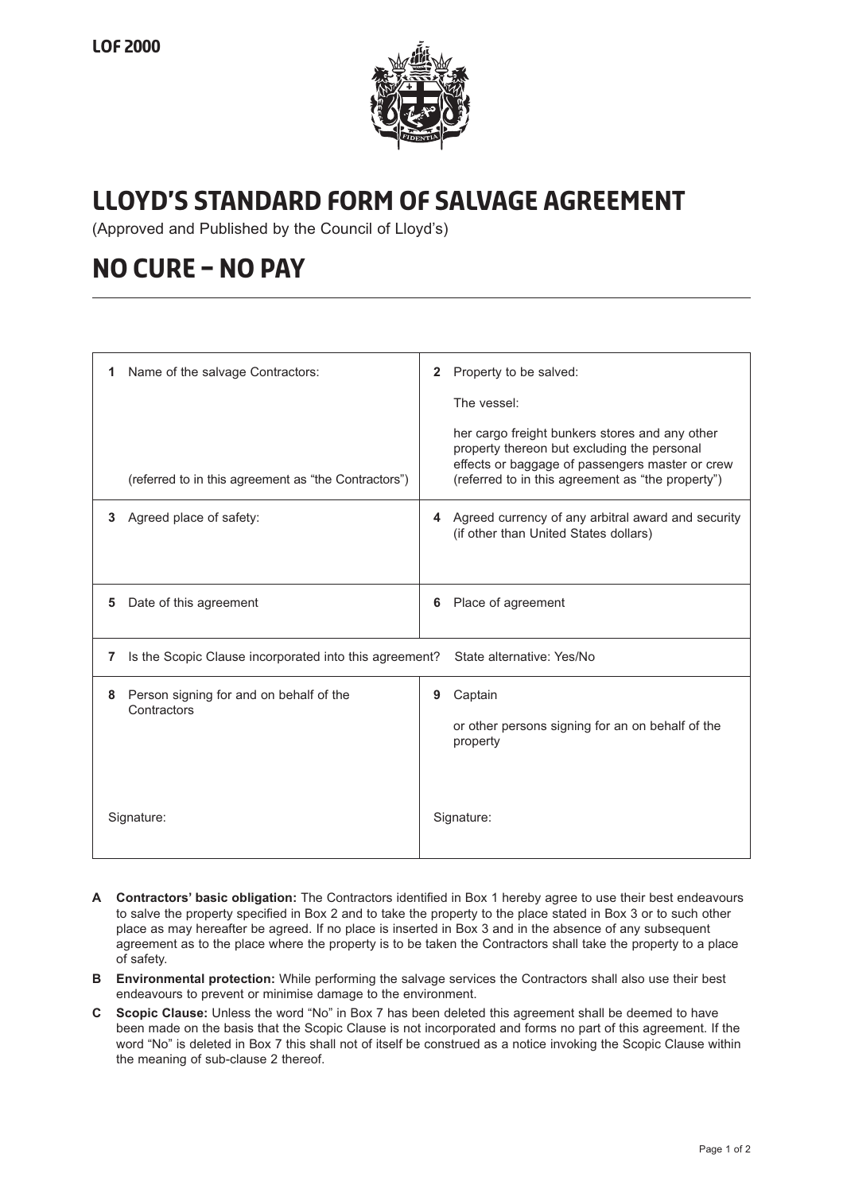LOF 2000

# LLOYD'S STANDARD FORM OF SALVAGE AGREEMENT

(Approved and Published by the Council of Lloyd's)

# NO CURE – NO PAY

| | |
|---|---|
| **1** Name of the salvage Contractors:<br><br>(referred to in this agreement as "the Contractors") | **2** Property to be salved:<br><br>The vessel:<br><br>her cargo freight bunkers stores and any other property thereon but excluding the personal effects or baggage of passengers master or crew (referred to in this agreement as "the property") |
| **3** Agreed place of safety: | **4** Agreed currency of any arbitral award and security (if other than United States dollars) |
| **5** Date of this agreement | **6** Place of agreement |
| **7** Is the Scopic Clause incorporated into this agreement? State alternative: Yes/No | |
| **8** Person signing for and on behalf of the Contractors<br><br>Signature: | **9** Captain<br><br>or other persons signing for an on behalf of the property<br><br>Signature: |

**A** **Contractors' basic obligation:** The Contractors identified in Box 1 hereby agree to use their best endeavours to salve the property specified in Box 2 and to take the property to the place stated in Box 3 or to such other place as may hereafter be agreed. If no place is inserted in Box 3 and in the absence of any subsequent agreement as to the place where the property is to be taken the Contractors shall take the property to a place of safety.

**B** **Environmental protection:** While performing the salvage services the Contractors shall also use their best endeavours to prevent or minimise damage to the environment.

**C** **Scopic Clause:** Unless the word "No" in Box 7 has been deleted this agreement shall be deemed to have been made on the basis that the Scopic Clause is not incorporated and forms no part of this agreement. If the word "No" is deleted in Box 7 this shall not of itself be construed as a notice invoking the Scopic Clause within the meaning of sub-clause 2 thereof.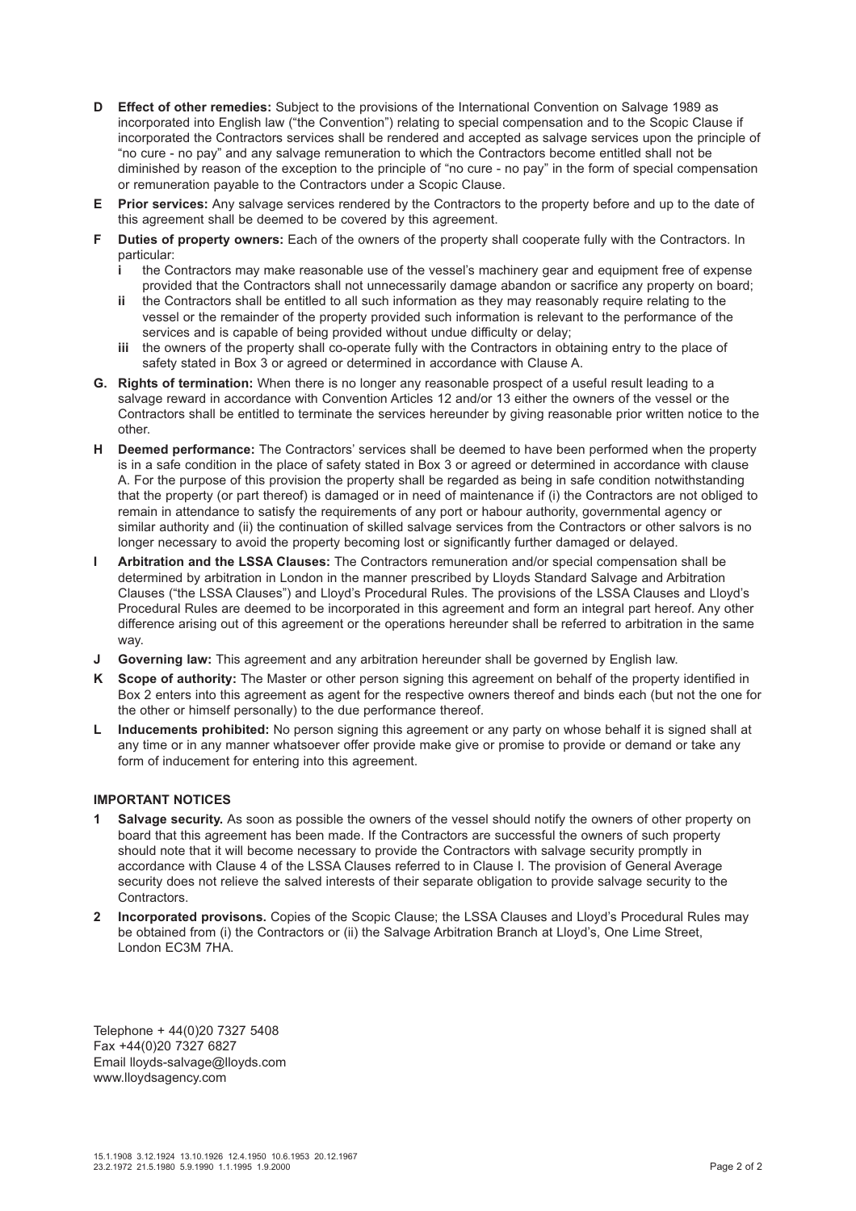- **D** **Effect of other remedies:** Subject to the provisions of the International Convention on Salvage 1989 as incorporated into English law ("the Convention") relating to special compensation and to the Scopic Clause if incorporated the Contractors services shall be rendered and accepted as salvage services upon the principle of "no cure - no pay" and any salvage remuneration to which the Contractors become entitled shall not be diminished by reason of the exception to the principle of "no cure - no pay" in the form of special compensation or remuneration payable to the Contractors under a Scopic Clause.
- **E** **Prior services:** Any salvage services rendered by the Contractors to the property before and up to the date of this agreement shall be deemed to be covered by this agreement.
- **F** **Duties of property owners:** Each of the owners of the property shall cooperate fully with the Contractors. In particular:
  - **i** the Contractors may make reasonable use of the vessel's machinery gear and equipment free of expense provided that the Contractors shall not unnecessarily damage abandon or sacrifice any property on board;
  - **ii** the Contractors shall be entitled to all such information as they may reasonably require relating to the vessel or the remainder of the property provided such information is relevant to the performance of the services and is capable of being provided without undue difficulty or delay;
  - **iii** the owners of the property shall co-operate fully with the Contractors in obtaining entry to the place of safety stated in Box 3 or agreed or determined in accordance with Clause A.
- **G.** **Rights of termination:** When there is no longer any reasonable prospect of a useful result leading to a salvage reward in accordance with Convention Articles 12 and/or 13 either the owners of the vessel or the Contractors shall be entitled to terminate the services hereunder by giving reasonable prior written notice to the other.
- **H** **Deemed performance:** The Contractors' services shall be deemed to have been performed when the property is in a safe condition in the place of safety stated in Box 3 or agreed or determined in accordance with clause A. For the purpose of this provision the property shall be regarded as being in safe condition notwithstanding that the property (or part thereof) is damaged or in need of maintenance if (i) the Contractors are not obliged to remain in attendance to satisfy the requirements of any port or habour authority, governmental agency or similar authority and (ii) the continuation of skilled salvage services from the Contractors or other salvors is no longer necessary to avoid the property becoming lost or significantly further damaged or delayed.
- **I** **Arbitration and the LSSA Clauses:** The Contractors remuneration and/or special compensation shall be determined by arbitration in London in the manner prescribed by Lloyds Standard Salvage and Arbitration Clauses ("the LSSA Clauses") and Lloyd's Procedural Rules. The provisions of the LSSA Clauses and Lloyd's Procedural Rules are deemed to be incorporated in this agreement and form an integral part hereof. Any other difference arising out of this agreement or the operations hereunder shall be referred to arbitration in the same way.
- **J** **Governing law:** This agreement and any arbitration hereunder shall be governed by English law.
- **K** **Scope of authority:** The Master or other person signing this agreement on behalf of the property identified in Box 2 enters into this agreement as agent for the respective owners thereof and binds each (but not the one for the other or himself personally) to the due performance thereof.
- **L** **Inducements prohibited:** No person signing this agreement or any party on whose behalf it is signed shall at any time or in any manner whatsoever offer provide make give or promise to provide or demand or take any form of inducement for entering into this agreement.

## IMPORTANT NOTICES

1. **Salvage security.** As soon as possible the owners of the vessel should notify the owners of other property on board that this agreement has been made. If the Contractors are successful the owners of such property should note that it will become necessary to provide the Contractors with salvage security promptly in accordance with Clause 4 of the LSSA Clauses referred to in Clause I. The provision of General Average security does not relieve the salved interests of their separate obligation to provide salvage security to the Contractors.
2. **Incorporated provisons.** Copies of the Scopic Clause; the LSSA Clauses and Lloyd's Procedural Rules may be obtained from (i) the Contractors or (ii) the Salvage Arbitration Branch at Lloyd's, One Lime Street, London EC3M 7HA.

Telephone + 44(0)20 7327 5408
Fax +44(0)20 7327 6827
Email lloyds-salvage@lloyds.com
www.lloydsagency.com

15.1.1908 3.12.1924 13.10.1926 12.4.1950 10.6.1953 20.12.1967
23.2.1972 21.5.1980 5.9.1990 1.1.1995 1.9.2000